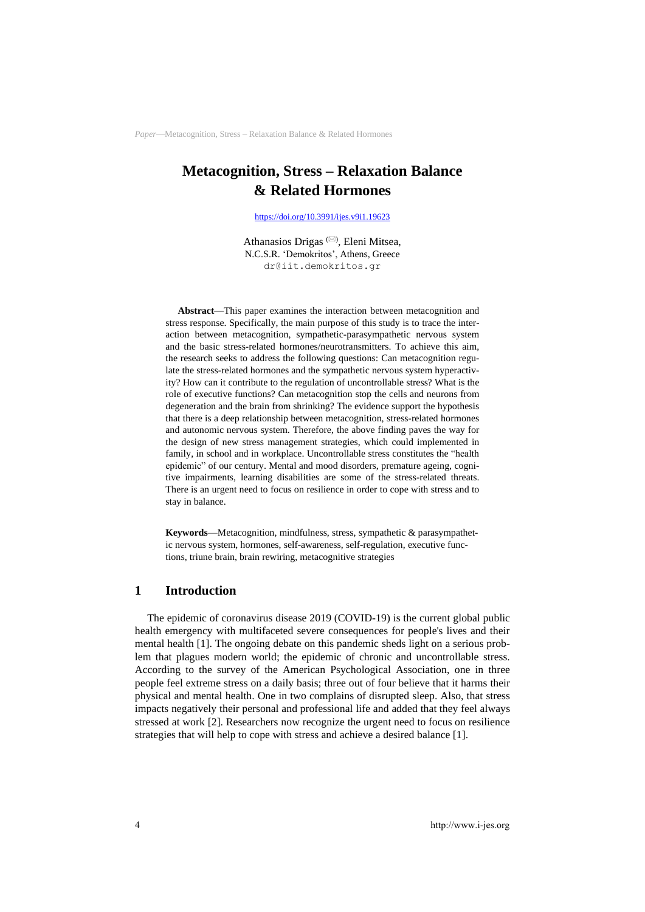# Metacognition, Stress – Relaxation Balance & Related Hormones

https://doi.org/10.3991/ijes.v9i1.19623

Athanasios Drigas (✉), Eleni Mitsea,
N.C.S.R. 'Demokritos', Athens, Greece
dr@iit.demokritos.gr

**Abstract**—This paper examines the interaction between metacognition and stress response. Specifically, the main purpose of this study is to trace the interaction between metacognition, sympathetic-parasympathetic nervous system and the basic stress-related hormones/neurotransmitters. To achieve this aim, the research seeks to address the following questions: Can metacognition regulate the stress-related hormones and the sympathetic nervous system hyperactivity? How can it contribute to the regulation of uncontrollable stress? What is the role of executive functions? Can metacognition stop the cells and neurons from degeneration and the brain from shrinking? The evidence support the hypothesis that there is a deep relationship between metacognition, stress-related hormones and autonomic nervous system. Therefore, the above finding paves the way for the design of new stress management strategies, which could implemented in family, in school and in workplace. Uncontrollable stress constitutes the "health epidemic" of our century. Mental and mood disorders, premature ageing, cognitive impairments, learning disabilities are some of the stress-related threats. There is an urgent need to focus on resilience in order to cope with stress and to stay in balance.

**Keywords**—Metacognition, mindfulness, stress, sympathetic & parasympathetic nervous system, hormones, self-awareness, self-regulation, executive functions, triune brain, brain rewiring, metacognitive strategies

## 1 Introduction

The epidemic of coronavirus disease 2019 (COVID-19) is the current global public health emergency with multifaceted severe consequences for people's lives and their mental health [1]. The ongoing debate on this pandemic sheds light on a serious problem that plagues modern world; the epidemic of chronic and uncontrollable stress. According to the survey of the American Psychological Association, one in three people feel extreme stress on a daily basis; three out of four believe that it harms their physical and mental health. One in two complains of disrupted sleep. Also, that stress impacts negatively their personal and professional life and added that they feel always stressed at work [2]. Researchers now recognize the urgent need to focus on resilience strategies that will help to cope with stress and achieve a desired balance [1].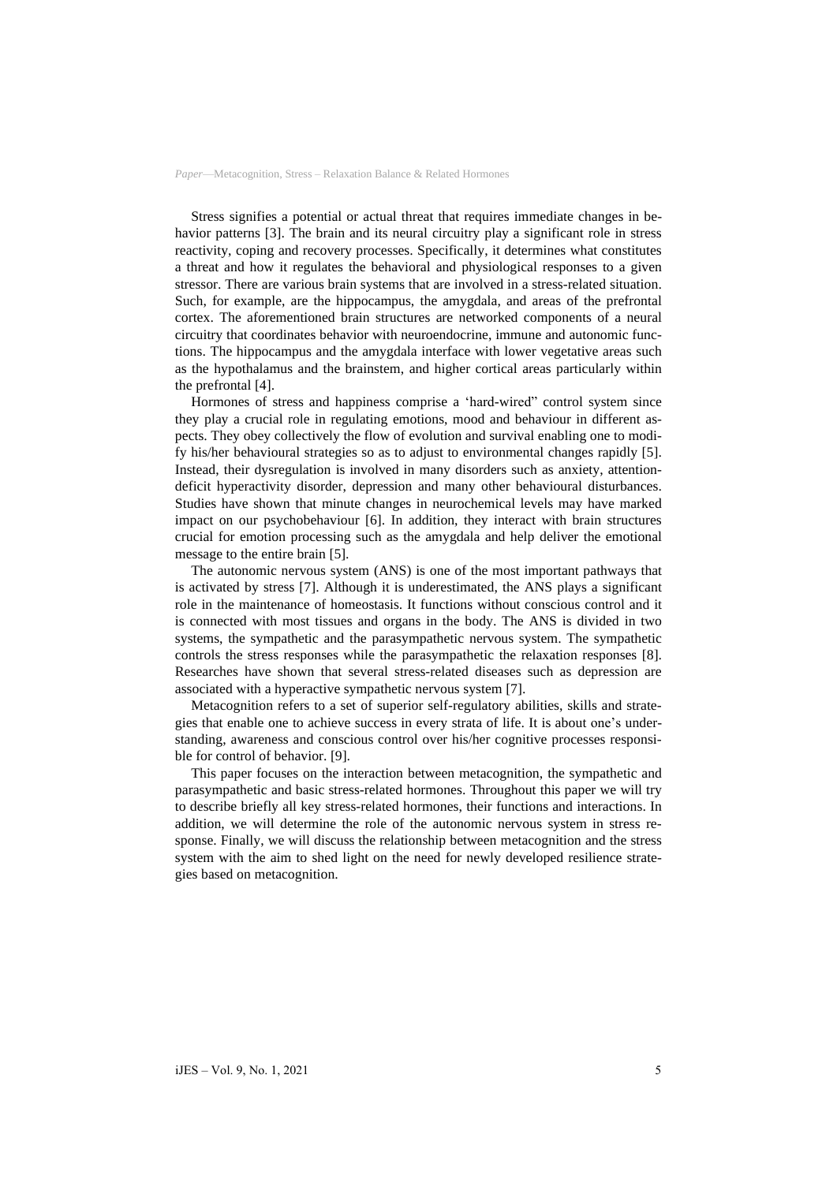Stress signifies a potential or actual threat that requires immediate changes in behavior patterns [3]. The brain and its neural circuitry play a significant role in stress reactivity, coping and recovery processes. Specifically, it determines what constitutes a threat and how it regulates the behavioral and physiological responses to a given stressor. There are various brain systems that are involved in a stress-related situation. Such, for example, are the hippocampus, the amygdala, and areas of the prefrontal cortex. The aforementioned brain structures are networked components of a neural circuitry that coordinates behavior with neuroendocrine, immune and autonomic functions. The hippocampus and the amygdala interface with lower vegetative areas such as the hypothalamus and the brainstem, and higher cortical areas particularly within the prefrontal [4].

Hormones of stress and happiness comprise a 'hard-wired" control system since they play a crucial role in regulating emotions, mood and behaviour in different aspects. They obey collectively the flow of evolution and survival enabling one to modify his/her behavioural strategies so as to adjust to environmental changes rapidly [5]. Instead, their dysregulation is involved in many disorders such as anxiety, attention-deficit hyperactivity disorder, depression and many other behavioural disturbances. Studies have shown that minute changes in neurochemical levels may have marked impact on our psychobehaviour [6]. In addition, they interact with brain structures crucial for emotion processing such as the amygdala and help deliver the emotional message to the entire brain [5].

The autonomic nervous system (ANS) is one of the most important pathways that is activated by stress [7]. Although it is underestimated, the ANS plays a significant role in the maintenance of homeostasis. It functions without conscious control and it is connected with most tissues and organs in the body. The ANS is divided in two systems, the sympathetic and the parasympathetic nervous system. The sympathetic controls the stress responses while the parasympathetic the relaxation responses [8]. Researches have shown that several stress-related diseases such as depression are associated with a hyperactive sympathetic nervous system [7].

Metacognition refers to a set of superior self-regulatory abilities, skills and strategies that enable one to achieve success in every strata of life. It is about one's understanding, awareness and conscious control over his/her cognitive processes responsible for control of behavior. [9].

This paper focuses on the interaction between metacognition, the sympathetic and parasympathetic and basic stress-related hormones. Throughout this paper we will try to describe briefly all key stress-related hormones, their functions and interactions. In addition, we will determine the role of the autonomic nervous system in stress response. Finally, we will discuss the relationship between metacognition and the stress system with the aim to shed light on the need for newly developed resilience strategies based on metacognition.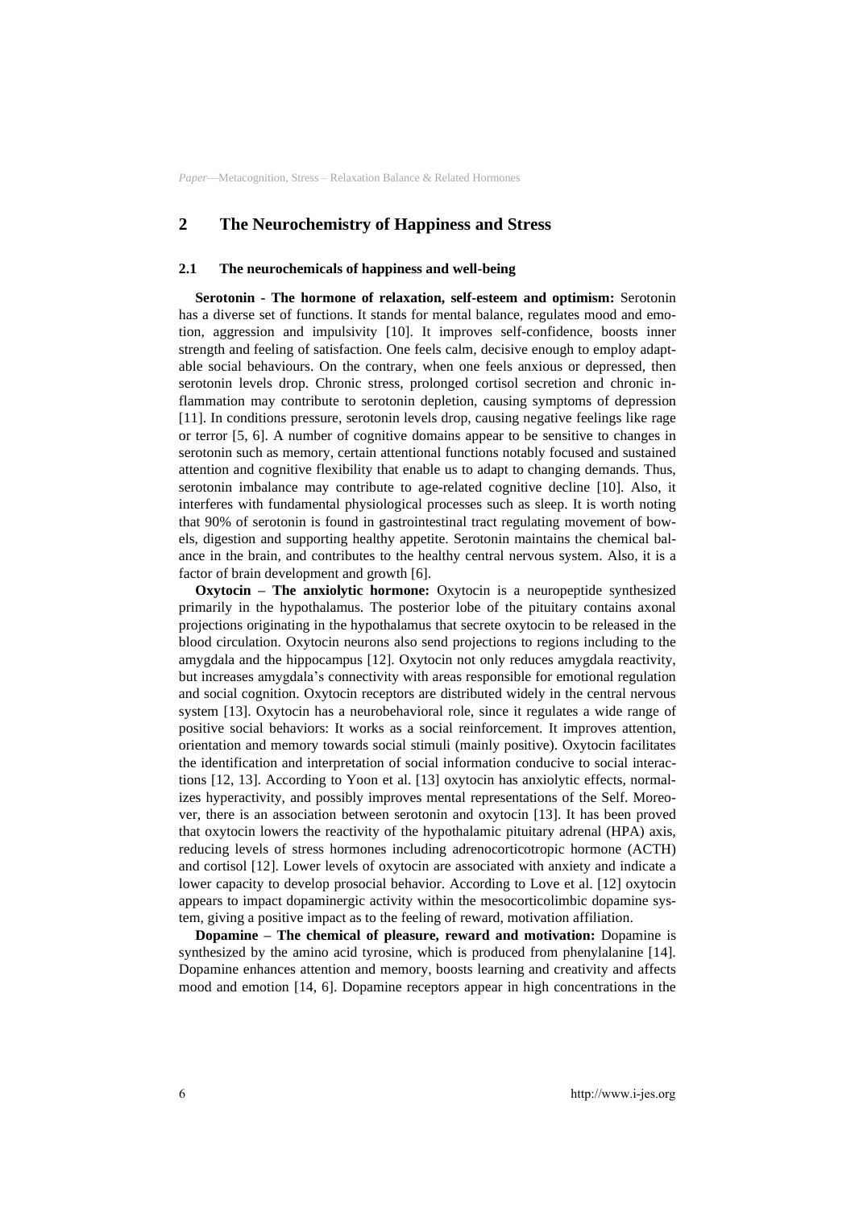## 2 The Neurochemistry of Happiness and Stress

### 2.1 The neurochemicals of happiness and well-being

**Serotonin - The hormone of relaxation, self-esteem and optimism:** Serotonin has a diverse set of functions. It stands for mental balance, regulates mood and emotion, aggression and impulsivity [10]. It improves self-confidence, boosts inner strength and feeling of satisfaction. One feels calm, decisive enough to employ adaptable social behaviours. On the contrary, when one feels anxious or depressed, then serotonin levels drop. Chronic stress, prolonged cortisol secretion and chronic inflammation may contribute to serotonin depletion, causing symptoms of depression [11]. In conditions pressure, serotonin levels drop, causing negative feelings like rage or terror [5, 6]. A number of cognitive domains appear to be sensitive to changes in serotonin such as memory, certain attentional functions notably focused and sustained attention and cognitive flexibility that enable us to adapt to changing demands. Thus, serotonin imbalance may contribute to age-related cognitive decline [10]. Also, it interferes with fundamental physiological processes such as sleep. It is worth noting that 90% of serotonin is found in gastrointestinal tract regulating movement of bowels, digestion and supporting healthy appetite. Serotonin maintains the chemical balance in the brain, and contributes to the healthy central nervous system. Also, it is a factor of brain development and growth [6].

**Oxytocin – The anxiolytic hormone:** Oxytocin is a neuropeptide synthesized primarily in the hypothalamus. The posterior lobe of the pituitary contains axonal projections originating in the hypothalamus that secrete oxytocin to be released in the blood circulation. Oxytocin neurons also send projections to regions including to the amygdala and the hippocampus [12]. Oxytocin not only reduces amygdala reactivity, but increases amygdala's connectivity with areas responsible for emotional regulation and social cognition. Oxytocin receptors are distributed widely in the central nervous system [13]. Oxytocin has a neurobehavioral role, since it regulates a wide range of positive social behaviors: It works as a social reinforcement. It improves attention, orientation and memory towards social stimuli (mainly positive). Oxytocin facilitates the identification and interpretation of social information conducive to social interactions [12, 13]. According to Yoon et al. [13] oxytocin has anxiolytic effects, normalizes hyperactivity, and possibly improves mental representations of the Self. Moreover, there is an association between serotonin and oxytocin [13]. It has been proved that oxytocin lowers the reactivity of the hypothalamic pituitary adrenal (HPA) axis, reducing levels of stress hormones including adrenocorticotropic hormone (ACTH) and cortisol [12]. Lower levels of oxytocin are associated with anxiety and indicate a lower capacity to develop prosocial behavior. According to Love et al. [12] oxytocin appears to impact dopaminergic activity within the mesocorticolimbic dopamine system, giving a positive impact as to the feeling of reward, motivation affiliation.

**Dopamine – The chemical of pleasure, reward and motivation:** Dopamine is synthesized by the amino acid tyrosine, which is produced from phenylalanine [14]. Dopamine enhances attention and memory, boosts learning and creativity and affects mood and emotion [14, 6]. Dopamine receptors appear in high concentrations in the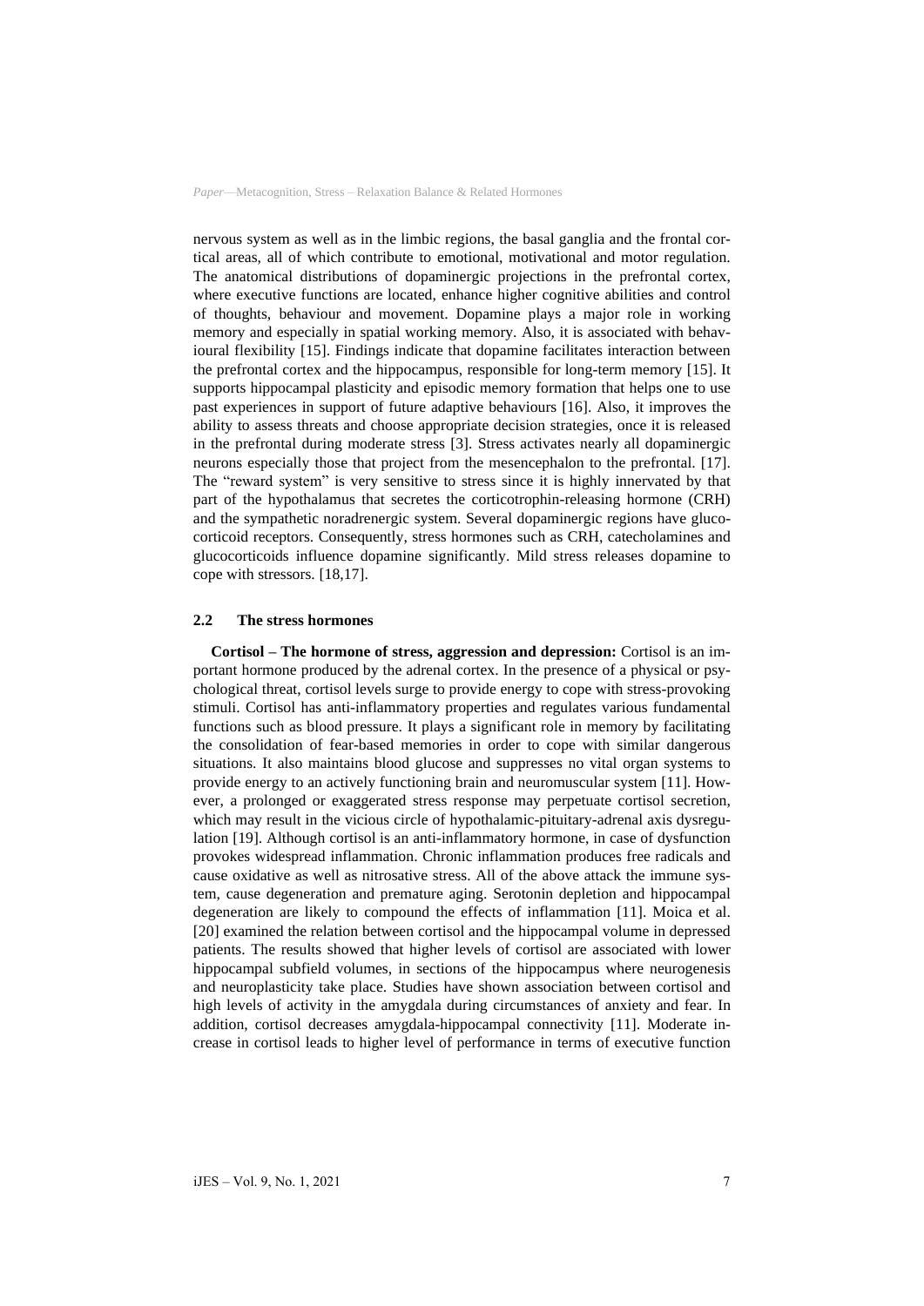nervous system as well as in the limbic regions, the basal ganglia and the frontal cortical areas, all of which contribute to emotional, motivational and motor regulation. The anatomical distributions of dopaminergic projections in the prefrontal cortex, where executive functions are located, enhance higher cognitive abilities and control of thoughts, behaviour and movement. Dopamine plays a major role in working memory and especially in spatial working memory. Also, it is associated with behavioural flexibility [15]. Findings indicate that dopamine facilitates interaction between the prefrontal cortex and the hippocampus, responsible for long-term memory [15]. It supports hippocampal plasticity and episodic memory formation that helps one to use past experiences in support of future adaptive behaviours [16]. Also, it improves the ability to assess threats and choose appropriate decision strategies, once it is released in the prefrontal during moderate stress [3]. Stress activates nearly all dopaminergic neurons especially those that project from the mesencephalon to the prefrontal. [17]. The "reward system" is very sensitive to stress since it is highly innervated by that part of the hypothalamus that secretes the corticotrophin-releasing hormone (CRH) and the sympathetic noradrenergic system. Several dopaminergic regions have glucocorticoid receptors. Consequently, stress hormones such as CRH, catecholamines and glucocorticoids influence dopamine significantly. Mild stress releases dopamine to cope with stressors. [18,17].

### 2.2 The stress hormones

**Cortisol – The hormone of stress, aggression and depression:** Cortisol is an important hormone produced by the adrenal cortex. In the presence of a physical or psychological threat, cortisol levels surge to provide energy to cope with stress-provoking stimuli. Cortisol has anti-inflammatory properties and regulates various fundamental functions such as blood pressure. It plays a significant role in memory by facilitating the consolidation of fear-based memories in order to cope with similar dangerous situations. It also maintains blood glucose and suppresses no vital organ systems to provide energy to an actively functioning brain and neuromuscular system [11]. However, a prolonged or exaggerated stress response may perpetuate cortisol secretion, which may result in the vicious circle of hypothalamic-pituitary-adrenal axis dysregulation [19]. Although cortisol is an anti-inflammatory hormone, in case of dysfunction provokes widespread inflammation. Chronic inflammation produces free radicals and cause oxidative as well as nitrosative stress. All of the above attack the immune system, cause degeneration and premature aging. Serotonin depletion and hippocampal degeneration are likely to compound the effects of inflammation [11]. Moica et al. [20] examined the relation between cortisol and the hippocampal volume in depressed patients. The results showed that higher levels of cortisol are associated with lower hippocampal subfield volumes, in sections of the hippocampus where neurogenesis and neuroplasticity take place. Studies have shown association between cortisol and high levels of activity in the amygdala during circumstances of anxiety and fear. In addition, cortisol decreases amygdala-hippocampal connectivity [11]. Moderate increase in cortisol leads to higher level of performance in terms of executive function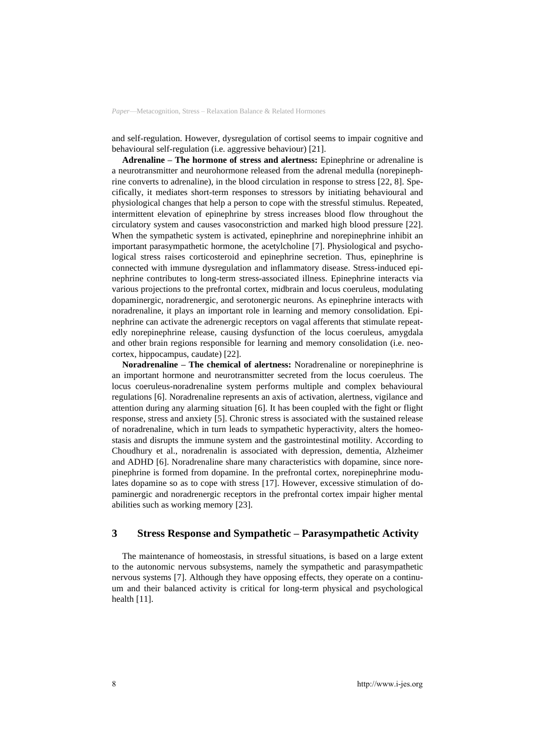and self-regulation. However, dysregulation of cortisol seems to impair cognitive and behavioural self-regulation (i.e. aggressive behaviour) [21].

**Adrenaline – The hormone of stress and alertness:** Epinephrine or adrenaline is a neurotransmitter and neurohormone released from the adrenal medulla (norepinephrine converts to adrenaline), in the blood circulation in response to stress [22, 8]. Specifically, it mediates short-term responses to stressors by initiating behavioural and physiological changes that help a person to cope with the stressful stimulus. Repeated, intermittent elevation of epinephrine by stress increases blood flow throughout the circulatory system and causes vasoconstriction and marked high blood pressure [22]. When the sympathetic system is activated, epinephrine and norepinephrine inhibit an important parasympathetic hormone, the acetylcholine [7]. Physiological and psychological stress raises corticosteroid and epinephrine secretion. Thus, epinephrine is connected with immune dysregulation and inflammatory disease. Stress-induced epinephrine contributes to long-term stress-associated illness. Epinephrine interacts via various projections to the prefrontal cortex, midbrain and locus coeruleus, modulating dopaminergic, noradrenergic, and serotonergic neurons. As epinephrine interacts with noradrenaline, it plays an important role in learning and memory consolidation. Epinephrine can activate the adrenergic receptors on vagal afferents that stimulate repeatedly norepinephrine release, causing dysfunction of the locus coeruleus, amygdala and other brain regions responsible for learning and memory consolidation (i.e. neocortex, hippocampus, caudate) [22].

**Noradrenaline – The chemical of alertness:** Noradrenaline or norepinephrine is an important hormone and neurotransmitter secreted from the locus coeruleus. The locus coeruleus-noradrenaline system performs multiple and complex behavioural regulations [6]. Noradrenaline represents an axis of activation, alertness, vigilance and attention during any alarming situation [6]. It has been coupled with the fight or flight response, stress and anxiety [5]. Chronic stress is associated with the sustained release of noradrenaline, which in turn leads to sympathetic hyperactivity, alters the homeostasis and disrupts the immune system and the gastrointestinal motility. According to Choudhury et al., noradrenalin is associated with depression, dementia, Alzheimer and ADHD [6]. Noradrenaline share many characteristics with dopamine, since norepinephrine is formed from dopamine. In the prefrontal cortex, norepinephrine modulates dopamine so as to cope with stress [17]. However, excessive stimulation of dopaminergic and noradrenergic receptors in the prefrontal cortex impair higher mental abilities such as working memory [23].

## 3 Stress Response and Sympathetic – Parasympathetic Activity

The maintenance of homeostasis, in stressful situations, is based on a large extent to the autonomic nervous subsystems, namely the sympathetic and parasympathetic nervous systems [7]. Although they have opposing effects, they operate on a continuum and their balanced activity is critical for long-term physical and psychological health [11].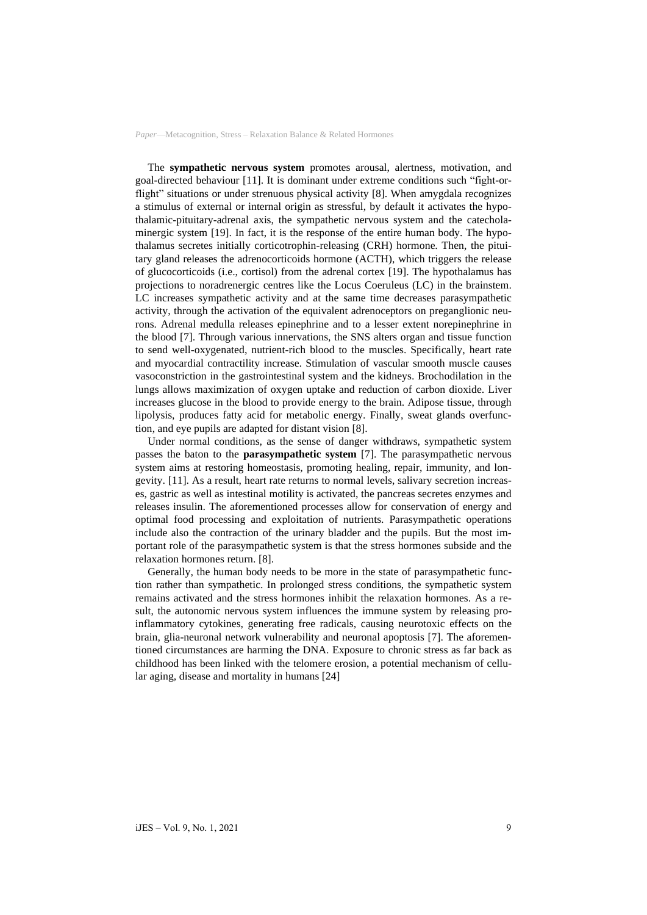The **sympathetic nervous system** promotes arousal, alertness, motivation, and goal-directed behaviour [11]. It is dominant under extreme conditions such "fight-or-flight" situations or under strenuous physical activity [8]. When amygdala recognizes a stimulus of external or internal origin as stressful, by default it activates the hypothalamic-pituitary-adrenal axis, the sympathetic nervous system and the catecholaminergic system [19]. In fact, it is the response of the entire human body. The hypothalamus secretes initially corticotrophin-releasing (CRH) hormone. Then, the pituitary gland releases the adrenocorticoids hormone (ACTH), which triggers the release of glucocorticoids (i.e., cortisol) from the adrenal cortex [19]. The hypothalamus has projections to noradrenergic centres like the Locus Coeruleus (LC) in the brainstem. LC increases sympathetic activity and at the same time decreases parasympathetic activity, through the activation of the equivalent adrenoceptors on preganglionic neurons. Adrenal medulla releases epinephrine and to a lesser extent norepinephrine in the blood [7]. Through various innervations, the SNS alters organ and tissue function to send well-oxygenated, nutrient-rich blood to the muscles. Specifically, heart rate and myocardial contractility increase. Stimulation of vascular smooth muscle causes vasoconstriction in the gastrointestinal system and the kidneys. Brochodilation in the lungs allows maximization of oxygen uptake and reduction of carbon dioxide. Liver increases glucose in the blood to provide energy to the brain. Adipose tissue, through lipolysis, produces fatty acid for metabolic energy. Finally, sweat glands overfunction, and eye pupils are adapted for distant vision [8].

Under normal conditions, as the sense of danger withdraws, sympathetic system passes the baton to the **parasympathetic system** [7]. The parasympathetic nervous system aims at restoring homeostasis, promoting healing, repair, immunity, and longevity. [11]. As a result, heart rate returns to normal levels, salivary secretion increases, gastric as well as intestinal motility is activated, the pancreas secretes enzymes and releases insulin. The aforementioned processes allow for conservation of energy and optimal food processing and exploitation of nutrients. Parasympathetic operations include also the contraction of the urinary bladder and the pupils. But the most important role of the parasympathetic system is that the stress hormones subside and the relaxation hormones return. [8].

Generally, the human body needs to be more in the state of parasympathetic function rather than sympathetic. In prolonged stress conditions, the sympathetic system remains activated and the stress hormones inhibit the relaxation hormones. As a result, the autonomic nervous system influences the immune system by releasing proinflammatory cytokines, generating free radicals, causing neurotoxic effects on the brain, glia-neuronal network vulnerability and neuronal apoptosis [7]. The aforementioned circumstances are harming the DNA. Exposure to chronic stress as far back as childhood has been linked with the telomere erosion, a potential mechanism of cellular aging, disease and mortality in humans [24]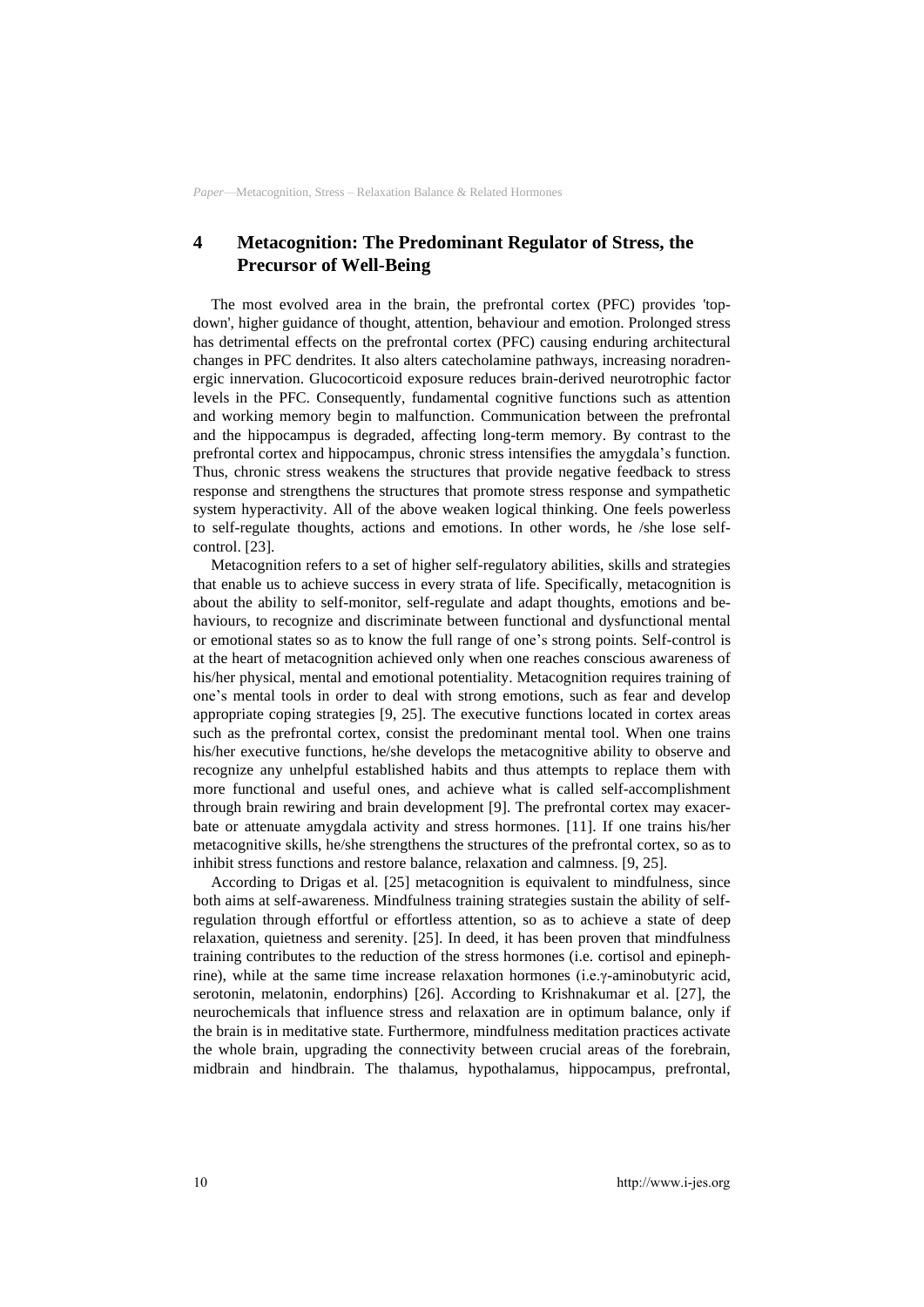## 4 Metacognition: The Predominant Regulator of Stress, the Precursor of Well-Being

The most evolved area in the brain, the prefrontal cortex (PFC) provides 'top-down', higher guidance of thought, attention, behaviour and emotion. Prolonged stress has detrimental effects on the prefrontal cortex (PFC) causing enduring architectural changes in PFC dendrites. It also alters catecholamine pathways, increasing noradrenergic innervation. Glucocorticoid exposure reduces brain-derived neurotrophic factor levels in the PFC. Consequently, fundamental cognitive functions such as attention and working memory begin to malfunction. Communication between the prefrontal and the hippocampus is degraded, affecting long-term memory. By contrast to the prefrontal cortex and hippocampus, chronic stress intensifies the amygdala's function. Thus, chronic stress weakens the structures that provide negative feedback to stress response and strengthens the structures that promote stress response and sympathetic system hyperactivity. All of the above weaken logical thinking. One feels powerless to self-regulate thoughts, actions and emotions. In other words, he /she lose self-control. [23].

Metacognition refers to a set of higher self-regulatory abilities, skills and strategies that enable us to achieve success in every strata of life. Specifically, metacognition is about the ability to self-monitor, self-regulate and adapt thoughts, emotions and behaviours, to recognize and discriminate between functional and dysfunctional mental or emotional states so as to know the full range of one's strong points. Self-control is at the heart of metacognition achieved only when one reaches conscious awareness of his/her physical, mental and emotional potentiality. Metacognition requires training of one's mental tools in order to deal with strong emotions, such as fear and develop appropriate coping strategies [9, 25]. The executive functions located in cortex areas such as the prefrontal cortex, consist the predominant mental tool. When one trains his/her executive functions, he/she develops the metacognitive ability to observe and recognize any unhelpful established habits and thus attempts to replace them with more functional and useful ones, and achieve what is called self-accomplishment through brain rewiring and brain development [9]. The prefrontal cortex may exacerbate or attenuate amygdala activity and stress hormones. [11]. If one trains his/her metacognitive skills, he/she strengthens the structures of the prefrontal cortex, so as to inhibit stress functions and restore balance, relaxation and calmness. [9, 25].

According to Drigas et al. [25] metacognition is equivalent to mindfulness, since both aims at self-awareness. Mindfulness training strategies sustain the ability of self-regulation through effortful or effortless attention, so as to achieve a state of deep relaxation, quietness and serenity. [25]. In deed, it has been proven that mindfulness training contributes to the reduction of the stress hormones (i.e. cortisol and epinephrine), while at the same time increase relaxation hormones (i.e.γ-aminobutyric acid, serotonin, melatonin, endorphins) [26]. According to Krishnakumar et al. [27], the neurochemicals that influence stress and relaxation are in optimum balance, only if the brain is in meditative state. Furthermore, mindfulness meditation practices activate the whole brain, upgrading the connectivity between crucial areas of the forebrain, midbrain and hindbrain. The thalamus, hypothalamus, hippocampus, prefrontal,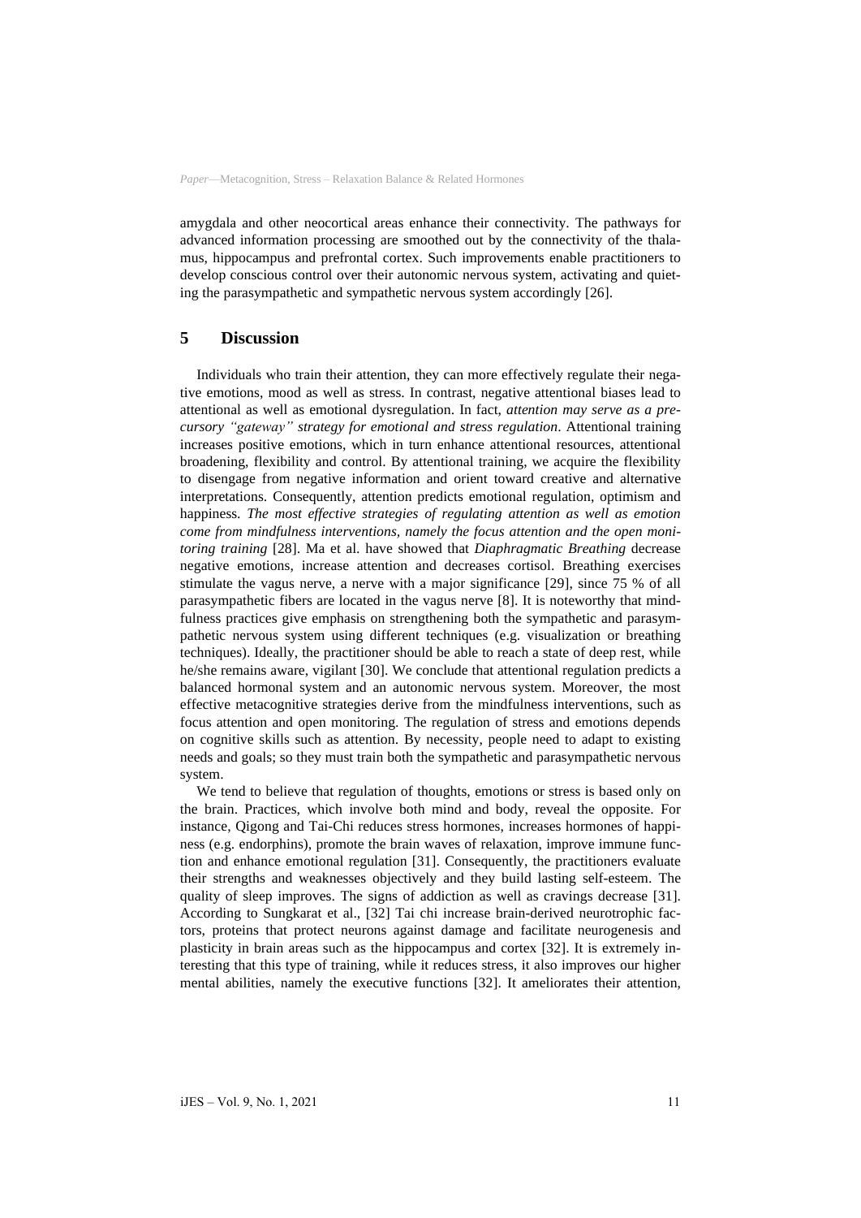amygdala and other neocortical areas enhance their connectivity. The pathways for advanced information processing are smoothed out by the connectivity of the thalamus, hippocampus and prefrontal cortex. Such improvements enable practitioners to develop conscious control over their autonomic nervous system, activating and quieting the parasympathetic and sympathetic nervous system accordingly [26].

## 5 Discussion

Individuals who train their attention, they can more effectively regulate their negative emotions, mood as well as stress. In contrast, negative attentional biases lead to attentional as well as emotional dysregulation. In fact, *attention may serve as a precursory "gateway" strategy for emotional and stress regulation*. Attentional training increases positive emotions, which in turn enhance attentional resources, attentional broadening, flexibility and control. By attentional training, we acquire the flexibility to disengage from negative information and orient toward creative and alternative interpretations. Consequently, attention predicts emotional regulation, optimism and happiness. *The most effective strategies of regulating attention as well as emotion come from mindfulness interventions, namely the focus attention and the open monitoring training* [28]. Ma et al. have showed that *Diaphragmatic Breathing* decrease negative emotions, increase attention and decreases cortisol. Breathing exercises stimulate the vagus nerve, a nerve with a major significance [29], since 75 % of all parasympathetic fibers are located in the vagus nerve [8]. It is noteworthy that mindfulness practices give emphasis on strengthening both the sympathetic and parasympathetic nervous system using different techniques (e.g. visualization or breathing techniques). Ideally, the practitioner should be able to reach a state of deep rest, while he/she remains aware, vigilant [30]. We conclude that attentional regulation predicts a balanced hormonal system and an autonomic nervous system. Moreover, the most effective metacognitive strategies derive from the mindfulness interventions, such as focus attention and open monitoring. The regulation of stress and emotions depends on cognitive skills such as attention. By necessity, people need to adapt to existing needs and goals; so they must train both the sympathetic and parasympathetic nervous system.

We tend to believe that regulation of thoughts, emotions or stress is based only on the brain. Practices, which involve both mind and body, reveal the opposite. For instance, Qigong and Tai-Chi reduces stress hormones, increases hormones of happiness (e.g. endorphins), promote the brain waves of relaxation, improve immune function and enhance emotional regulation [31]. Consequently, the practitioners evaluate their strengths and weaknesses objectively and they build lasting self-esteem. The quality of sleep improves. The signs of addiction as well as cravings decrease [31]. According to Sungkarat et al., [32] Tai chi increase brain-derived neurotrophic factors, proteins that protect neurons against damage and facilitate neurogenesis and plasticity in brain areas such as the hippocampus and cortex [32]. It is extremely interesting that this type of training, while it reduces stress, it also improves our higher mental abilities, namely the executive functions [32]. It ameliorates their attention,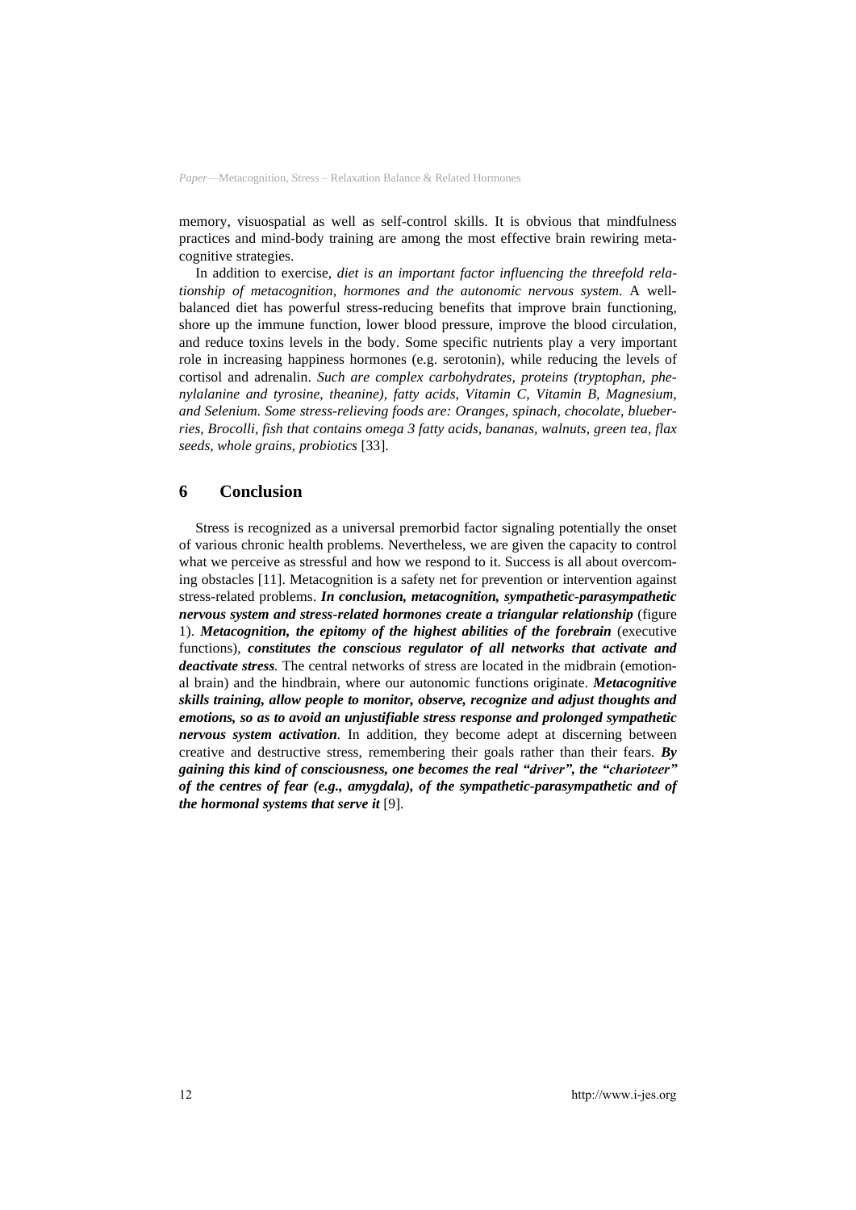memory, visuospatial as well as self-control skills. It is obvious that mindfulness practices and mind-body training are among the most effective brain rewiring metacognitive strategies.

In addition to exercise, *diet is an important factor influencing the threefold relationship of metacognition, hormones and the autonomic nervous system*. A well-balanced diet has powerful stress-reducing benefits that improve brain functioning, shore up the immune function, lower blood pressure, improve the blood circulation, and reduce toxins levels in the body. Some specific nutrients play a very important role in increasing happiness hormones (e.g. serotonin), while reducing the levels of cortisol and adrenalin. *Such are complex carbohydrates, proteins (tryptophan, phenylalanine and tyrosine, theanine), fatty acids, Vitamin C, Vitamin B, Magnesium, and Selenium. Some stress-relieving foods are: Oranges, spinach, chocolate, blueberries, Brocolli, fish that contains omega 3 fatty acids, bananas, walnuts, green tea, flax seeds, whole grains, probiotics* [33].

## 6 Conclusion

Stress is recognized as a universal premorbid factor signaling potentially the onset of various chronic health problems. Nevertheless, we are given the capacity to control what we perceive as stressful and how we respond to it. Success is all about overcoming obstacles [11]. Metacognition is a safety net for prevention or intervention against stress-related problems. ***In conclusion, metacognition, sympathetic-parasympathetic nervous system and stress-related hormones create a triangular relationship*** (figure 1). ***Metacognition, the epitomy of the highest abilities of the forebrain*** (executive functions), ***constitutes the conscious regulator of all networks that activate and deactivate stress***. The central networks of stress are located in the midbrain (emotional brain) and the hindbrain, where our autonomic functions originate. ***Metacognitive skills training, allow people to monitor, observe, recognize and adjust thoughts and emotions, so as to avoid an unjustifiable stress response and prolonged sympathetic nervous system activation***. In addition, they become adept at discerning between creative and destructive stress, remembering their goals rather than their fears. ***By gaining this kind of consciousness, one becomes the real "driver", the "charioteer" of the centres of fear (e.g., amygdala), of the sympathetic-parasympathetic and of the hormonal systems that serve it*** [9].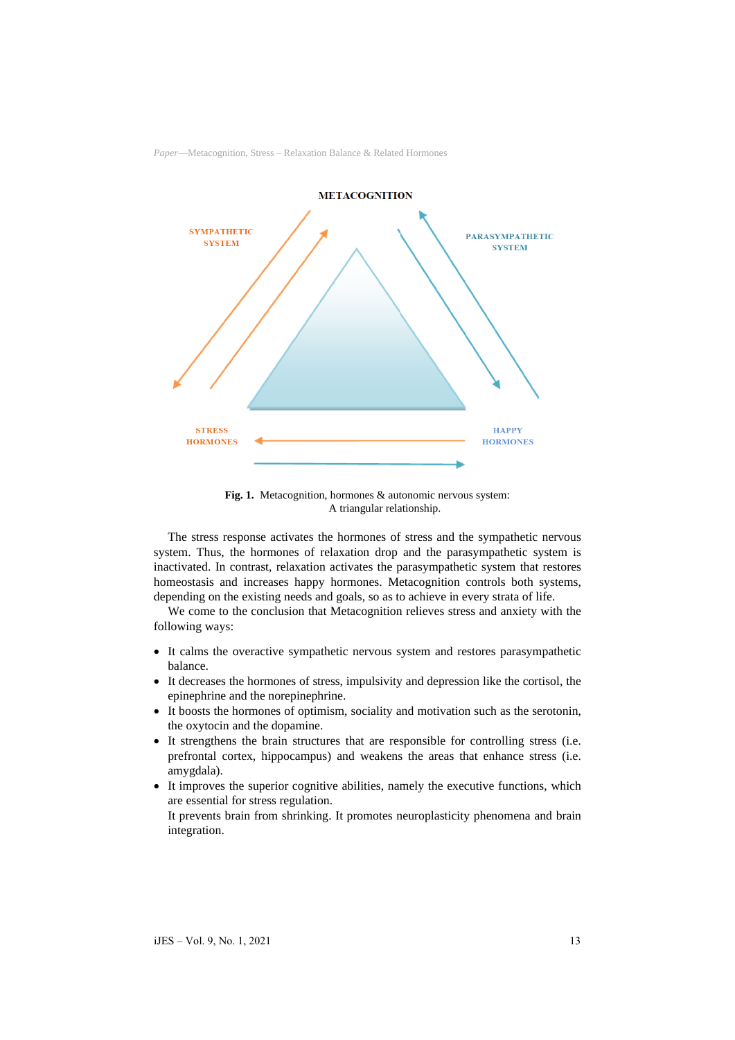METACOGNITION

SYMPATHETIC SYSTEM

PARASYMPATHETIC SYSTEM

STRESS HORMONES

HAPPY HORMONES

**Fig. 1.** Metacognition, hormones & autonomic nervous system: A triangular relationship.

The stress response activates the hormones of stress and the sympathetic nervous system. Thus, the hormones of relaxation drop and the parasympathetic system is inactivated. In contrast, relaxation activates the parasympathetic system that restores homeostasis and increases happy hormones. Metacognition controls both systems, depending on the existing needs and goals, so as to achieve in every strata of life.

We come to the conclusion that Metacognition relieves stress and anxiety with the following ways:

- It calms the overactive sympathetic nervous system and restores parasympathetic balance.
- It decreases the hormones of stress, impulsivity and depression like the cortisol, the epinephrine and the norepinephrine.
- It boosts the hormones of optimism, sociality and motivation such as the serotonin, the oxytocin and the dopamine.
- It strengthens the brain structures that are responsible for controlling stress (i.e. prefrontal cortex, hippocampus) and weakens the areas that enhance stress (i.e. amygdala).
- It improves the superior cognitive abilities, namely the executive functions, which are essential for stress regulation.
  It prevents brain from shrinking. It promotes neuroplasticity phenomena and brain integration.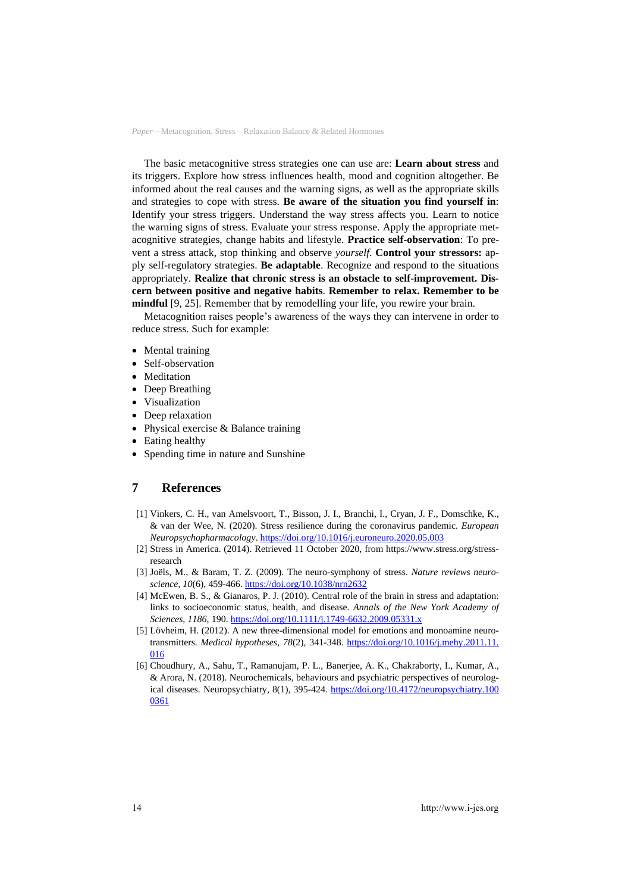The basic metacognitive stress strategies one can use are: **Learn about stress** and its triggers. Explore how stress influences health, mood and cognition altogether. Be informed about the real causes and the warning signs, as well as the appropriate skills and strategies to cope with stress. **Be aware of the situation you find yourself in**: Identify your stress triggers. Understand the way stress affects you. Learn to notice the warning signs of stress. Evaluate your stress response. Apply the appropriate metacognitive strategies, change habits and lifestyle. **Practice self-observation**: To prevent a stress attack, stop thinking and observe *yourself*. **Control your stressors:** apply self-regulatory strategies. **Be adaptable**. Recognize and respond to the situations appropriately. **Realize that chronic stress is an obstacle to self-improvement. Discern between positive and negative habits**. **Remember to relax. Remember to be mindful** [9, 25]. Remember that by remodelling your life, you rewire your brain.

Metacognition raises people's awareness of the ways they can intervene in order to reduce stress. Such for example:

- Mental training
- Self-observation
- Meditation
- Deep Breathing
- Visualization
- Deep relaxation
- Physical exercise & Balance training
- Eating healthy
- Spending time in nature and Sunshine

## 7 References

[1] Vinkers, C. H., van Amelsvoort, T., Bisson, J. I., Branchi, I., Cryan, J. F., Domschke, K., & van der Wee, N. (2020). Stress resilience during the coronavirus pandemic. *European Neuropsychopharmacology*. https://doi.org/10.1016/j.euroneuro.2020.05.003

[2] Stress in America. (2014). Retrieved 11 October 2020, from https://www.stress.org/stress-research

[3] Joëls, M., & Baram, T. Z. (2009). The neuro-symphony of stress. *Nature reviews neuroscience*, *10*(6), 459-466. https://doi.org/10.1038/nrn2632

[4] McEwen, B. S., & Gianaros, P. J. (2010). Central role of the brain in stress and adaptation: links to socioeconomic status, health, and disease. *Annals of the New York Academy of Sciences*, *1186*, 190. https://doi.org/10.1111/j.1749-6632.2009.05331.x

[5] Lövheim, H. (2012). A new three-dimensional model for emotions and monoamine neurotransmitters. *Medical hypotheses*, *78*(2), 341-348. https://doi.org/10.1016/j.mehy.2011.11.016

[6] Choudhury, A., Sahu, T., Ramanujam, P. L., Banerjee, A. K., Chakraborty, I., Kumar, A., & Arora, N. (2018). Neurochemicals, behaviours and psychiatric perspectives of neurological diseases. Neuropsychiatry, 8(1), 395-424. https://doi.org/10.4172/neuropsychiatry.1000361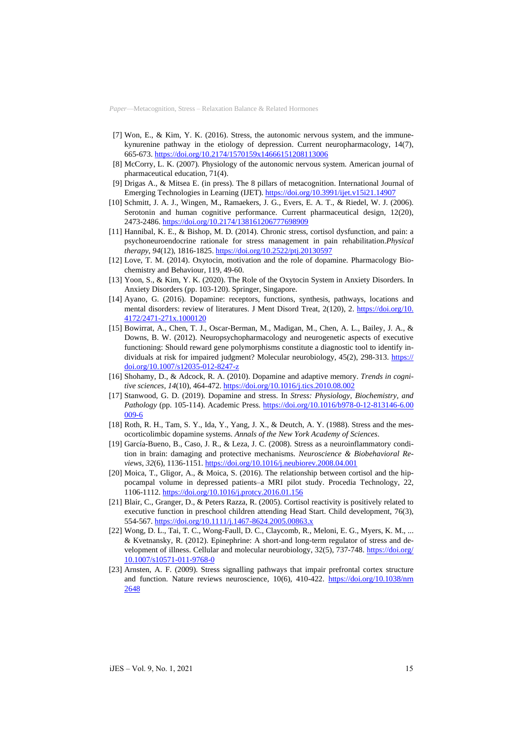[7] Won, E., & Kim, Y. K. (2016). Stress, the autonomic nervous system, and the immune-kynurenine pathway in the etiology of depression. Current neuropharmacology, 14(7), 665-673. https://doi.org/10.2174/1570159x14666151208113006

[8] McCorry, L. K. (2007). Physiology of the autonomic nervous system. American journal of pharmaceutical education, 71(4).

[9] Drigas A., & Mitsea E. (in press). The 8 pillars of metacognition. International Journal of Emerging Technologies in Learning (IJET). https://doi.org/10.3991/ijet.v15i21.14907

[10] Schmitt, J. A. J., Wingen, M., Ramaekers, J. G., Evers, E. A. T., & Riedel, W. J. (2006). Serotonin and human cognitive performance. Current pharmaceutical design, 12(20), 2473-2486. https://doi.org/10.2174/138161206777698909

[11] Hannibal, K. E., & Bishop, M. D. (2014). Chronic stress, cortisol dysfunction, and pain: a psychoneuroendocrine rationale for stress management in pain rehabilitation.*Physical therapy*, *94*(12), 1816-1825. https://doi.org/10.2522/ptj.20130597

[12] Love, T. M. (2014). Oxytocin, motivation and the role of dopamine. Pharmacology Biochemistry and Behaviour, 119, 49-60.

[13] Yoon, S., & Kim, Y. K. (2020). The Role of the Oxytocin System in Anxiety Disorders. In Anxiety Disorders (pp. 103-120). Springer, Singapore.

[14] Ayano, G. (2016). Dopamine: receptors, functions, synthesis, pathways, locations and mental disorders: review of literatures. J Ment Disord Treat, 2(120), 2. https://doi.org/10.4172/2471-271x.1000120

[15] Bowirrat, A., Chen, T. J., Oscar-Berman, M., Madigan, M., Chen, A. L., Bailey, J. A., & Downs, B. W. (2012). Neuropsychopharmacology and neurogenetic aspects of executive functioning: Should reward gene polymorphisms constitute a diagnostic tool to identify individuals at risk for impaired judgment? Molecular neurobiology, 45(2), 298-313. https://doi.org/10.1007/s12035-012-8247-z

[16] Shohamy, D., & Adcock, R. A. (2010). Dopamine and adaptive memory. *Trends in cognitive sciences*, *14*(10), 464-472. https://doi.org/10.1016/j.tics.2010.08.002

[17] Stanwood, G. D. (2019). Dopamine and stress. In *Stress: Physiology, Biochemistry, and Pathology* (pp. 105-114). Academic Press. https://doi.org/10.1016/b978-0-12-813146-6.00009-6

[18] Roth, R. H., Tam, S. Y., Ida, Y., Yang, J. X., & Deutch, A. Y. (1988). Stress and the mesocorticolimbic dopamine systems. *Annals of the New York Academy of Sciences*.

[19] García-Bueno, B., Caso, J. R., & Leza, J. C. (2008). Stress as a neuroinflammatory condition in brain: damaging and protective mechanisms. *Neuroscience & Biobehavioral Reviews*, *32*(6), 1136-1151. https://doi.org/10.1016/j.neubiorev.2008.04.001

[20] Moica, T., Gligor, A., & Moica, S. (2016). The relationship between cortisol and the hippocampal volume in depressed patients–a MRI pilot study. Procedia Technology, 22, 1106-1112. https://doi.org/10.1016/j.protcy.2016.01.156

[21] Blair, C., Granger, D., & Peters Razza, R. (2005). Cortisol reactivity is positively related to executive function in preschool children attending Head Start. Child development, 76(3), 554-567. https://doi.org/10.1111/j.1467-8624.2005.00863.x

[22] Wong, D. L., Tai, T. C., Wong-Faull, D. C., Claycomb, R., Meloni, E. G., Myers, K. M., ... & Kvetnansky, R. (2012). Epinephrine: A short-and long-term regulator of stress and development of illness. Cellular and molecular neurobiology, 32(5), 737-748. https://doi.org/10.1007/s10571-011-9768-0

[23] Arnsten, A. F. (2009). Stress signalling pathways that impair prefrontal cortex structure and function. Nature reviews neuroscience, 10(6), 410-422. https://doi.org/10.1038/nrn2648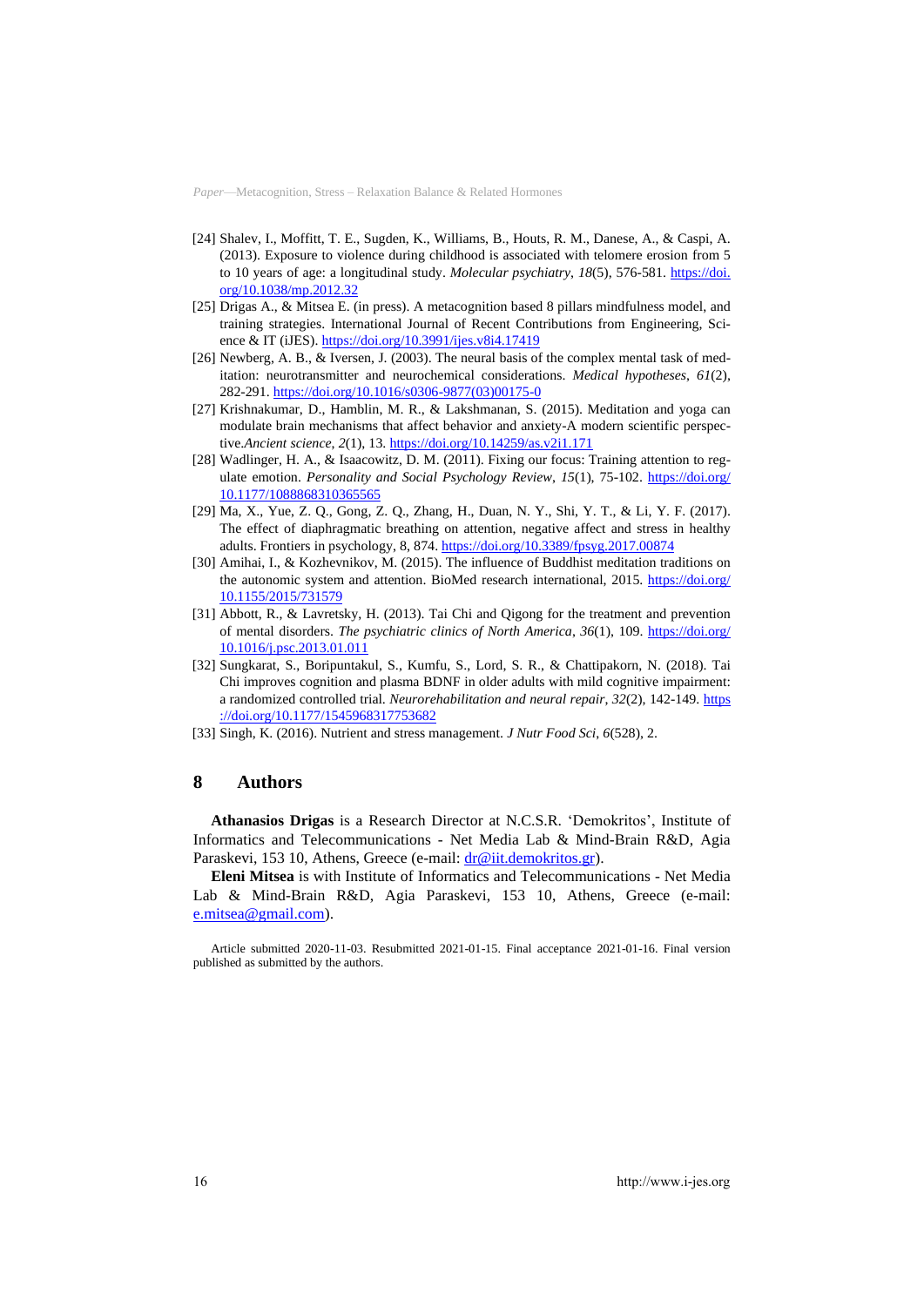[24] Shalev, I., Moffitt, T. E., Sugden, K., Williams, B., Houts, R. M., Danese, A., & Caspi, A. (2013). Exposure to violence during childhood is associated with telomere erosion from 5 to 10 years of age: a longitudinal study. *Molecular psychiatry*, *18*(5), 576-581. https://doi.org/10.1038/mp.2012.32

[25] Drigas A., & Mitsea E. (in press). A metacognition based 8 pillars mindfulness model, and training strategies. International Journal of Recent Contributions from Engineering, Science & IT (iJES). https://doi.org/10.3991/ijes.v8i4.17419

[26] Newberg, A. B., & Iversen, J. (2003). The neural basis of the complex mental task of meditation: neurotransmitter and neurochemical considerations. *Medical hypotheses*, *61*(2), 282-291. https://doi.org/10.1016/s0306-9877(03)00175-0

[27] Krishnakumar, D., Hamblin, M. R., & Lakshmanan, S. (2015). Meditation and yoga can modulate brain mechanisms that affect behavior and anxiety-A modern scientific perspective.*Ancient science*, *2*(1), 13. https://doi.org/10.14259/as.v2i1.171

[28] Wadlinger, H. A., & Isaacowitz, D. M. (2011). Fixing our focus: Training attention to regulate emotion. *Personality and Social Psychology Review*, *15*(1), 75-102. https://doi.org/10.1177/1088868310365565

[29] Ma, X., Yue, Z. Q., Gong, Z. Q., Zhang, H., Duan, N. Y., Shi, Y. T., & Li, Y. F. (2017). The effect of diaphragmatic breathing on attention, negative affect and stress in healthy adults. Frontiers in psychology, 8, 874. https://doi.org/10.3389/fpsyg.2017.00874

[30] Amihai, I., & Kozhevnikov, M. (2015). The influence of Buddhist meditation traditions on the autonomic system and attention. BioMed research international, 2015. https://doi.org/10.1155/2015/731579

[31] Abbott, R., & Lavretsky, H. (2013). Tai Chi and Qigong for the treatment and prevention of mental disorders. *The psychiatric clinics of North America*, *36*(1), 109. https://doi.org/10.1016/j.psc.2013.01.011

[32] Sungkarat, S., Boripuntakul, S., Kumfu, S., Lord, S. R., & Chattipakorn, N. (2018). Tai Chi improves cognition and plasma BDNF in older adults with mild cognitive impairment: a randomized controlled trial. *Neurorehabilitation and neural repair*, *32*(2), 142-149. https://doi.org/10.1177/1545968317753682

[33] Singh, K. (2016). Nutrient and stress management. *J Nutr Food Sci*, *6*(528), 2.

## 8 Authors

**Athanasios Drigas** is a Research Director at N.C.S.R. 'Demokritos', Institute of Informatics and Telecommunications - Net Media Lab & Mind-Brain R&D, Agia Paraskevi, 153 10, Athens, Greece (e-mail: dr@iit.demokritos.gr).

**Eleni Mitsea** is with Institute of Informatics and Telecommunications - Net Media Lab & Mind-Brain R&D, Agia Paraskevi, 153 10, Athens, Greece (e-mail: e.mitsea@gmail.com).

Article submitted 2020-11-03. Resubmitted 2021-01-15. Final acceptance 2021-01-16. Final version published as submitted by the authors.